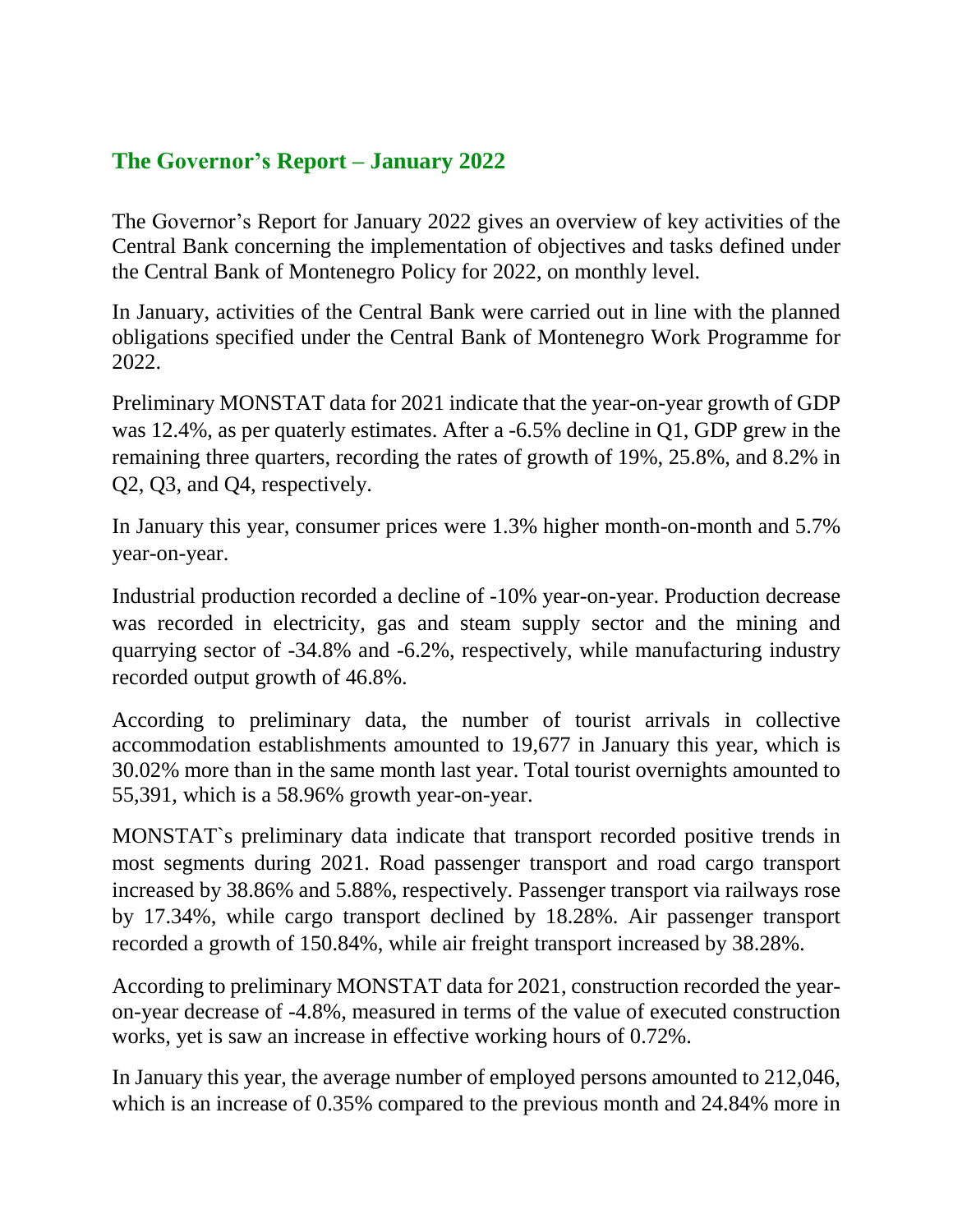## The Governor's Report – January 2022

The Governor's Report for January 2022 gives an overview of key activities of the Central Bank concerning the implementation of objectives and tasks defined under the Central Bank of Montenegro Policy for 2022, on monthly level.

In January, activities of the Central Bank were carried out in line with the planned obligations specified under the Central Bank of Montenegro Work Programme for 2022.

Preliminary MONSTAT data for 2021 indicate that the year-on-year growth of GDP was 12.4%, as per quaterly estimates. After a -6.5% decline in Q1, GDP grew in the remaining three quarters, recording the rates of growth of 19%, 25.8%, and 8.2% in Q2, Q3, and Q4, respectively.

In January this year, consumer prices were 1.3% higher month-on-month and 5.7% year-on-year.

Industrial production recorded a decline of -10% year-on-year. Production decrease was recorded in electricity, gas and steam supply sector and the mining and quarrying sector of -34.8% and -6.2%, respectively, while manufacturing industry recorded output growth of 46.8%.

According to preliminary data, the number of tourist arrivals in collective accommodation establishments amounted to 19,677 in January this year, which is 30.02% more than in the same month last year. Total tourist overnights amounted to 55,391, which is a 58.96% growth year-on-year.

MONSTAT`s preliminary data indicate that transport recorded positive trends in most segments during 2021. Road passenger transport and road cargo transport increased by 38.86% and 5.88%, respectively. Passenger transport via railways rose by 17.34%, while cargo transport declined by 18.28%. Air passenger transport recorded a growth of 150.84%, while air freight transport increased by 38.28%.

According to preliminary MONSTAT data for 2021, construction recorded the year-on-year decrease of -4.8%, measured in terms of the value of executed construction works, yet is saw an increase in effective working hours of 0.72%.

In January this year, the average number of employed persons amounted to 212,046, which is an increase of 0.35% compared to the previous month and 24.84% more in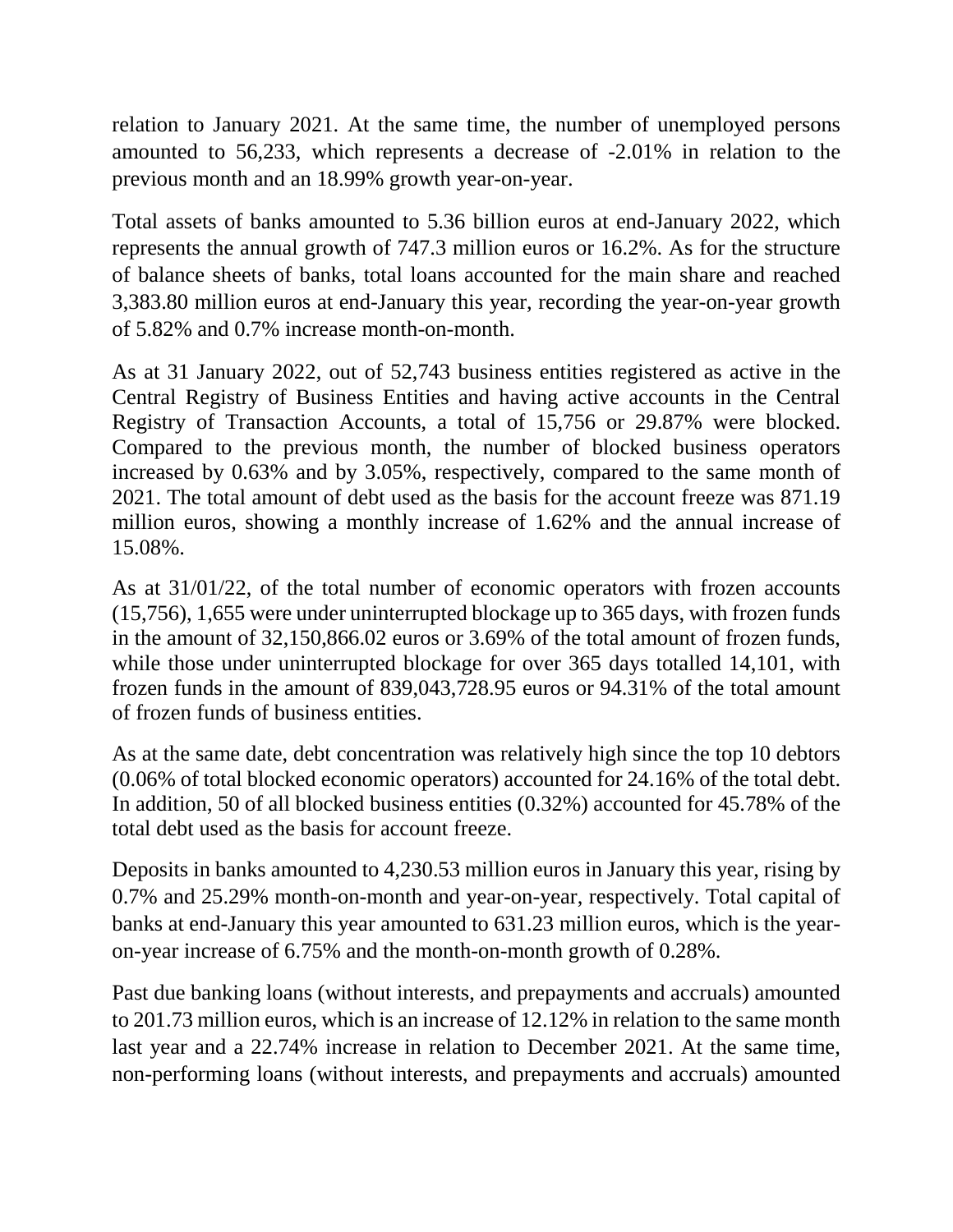relation to January 2021. At the same time, the number of unemployed persons amounted to 56,233, which represents a decrease of -2.01% in relation to the previous month and an 18.99% growth year-on-year.

Total assets of banks amounted to 5.36 billion euros at end-January 2022, which represents the annual growth of 747.3 million euros or 16.2%. As for the structure of balance sheets of banks, total loans accounted for the main share and reached 3,383.80 million euros at end-January this year, recording the year-on-year growth of 5.82% and 0.7% increase month-on-month.

As at 31 January 2022, out of 52,743 business entities registered as active in the Central Registry of Business Entities and having active accounts in the Central Registry of Transaction Accounts, a total of 15,756 or 29.87% were blocked. Compared to the previous month, the number of blocked business operators increased by 0.63% and by 3.05%, respectively, compared to the same month of 2021. The total amount of debt used as the basis for the account freeze was 871.19 million euros, showing a monthly increase of 1.62% and the annual increase of 15.08%.

As at 31/01/22, of the total number of economic operators with frozen accounts (15,756), 1,655 were under uninterrupted blockage up to 365 days, with frozen funds in the amount of 32,150,866.02 euros or 3.69% of the total amount of frozen funds, while those under uninterrupted blockage for over 365 days totalled 14,101, with frozen funds in the amount of 839,043,728.95 euros or 94.31% of the total amount of frozen funds of business entities.

As at the same date, debt concentration was relatively high since the top 10 debtors (0.06% of total blocked economic operators) accounted for 24.16% of the total debt. In addition, 50 of all blocked business entities (0.32%) accounted for 45.78% of the total debt used as the basis for account freeze.

Deposits in banks amounted to 4,230.53 million euros in January this year, rising by 0.7% and 25.29% month-on-month and year-on-year, respectively. Total capital of banks at end-January this year amounted to 631.23 million euros, which is the year-on-year increase of 6.75% and the month-on-month growth of 0.28%.

Past due banking loans (without interests, and prepayments and accruals) amounted to 201.73 million euros, which is an increase of 12.12% in relation to the same month last year and a 22.74% increase in relation to December 2021. At the same time, non-performing loans (without interests, and prepayments and accruals) amounted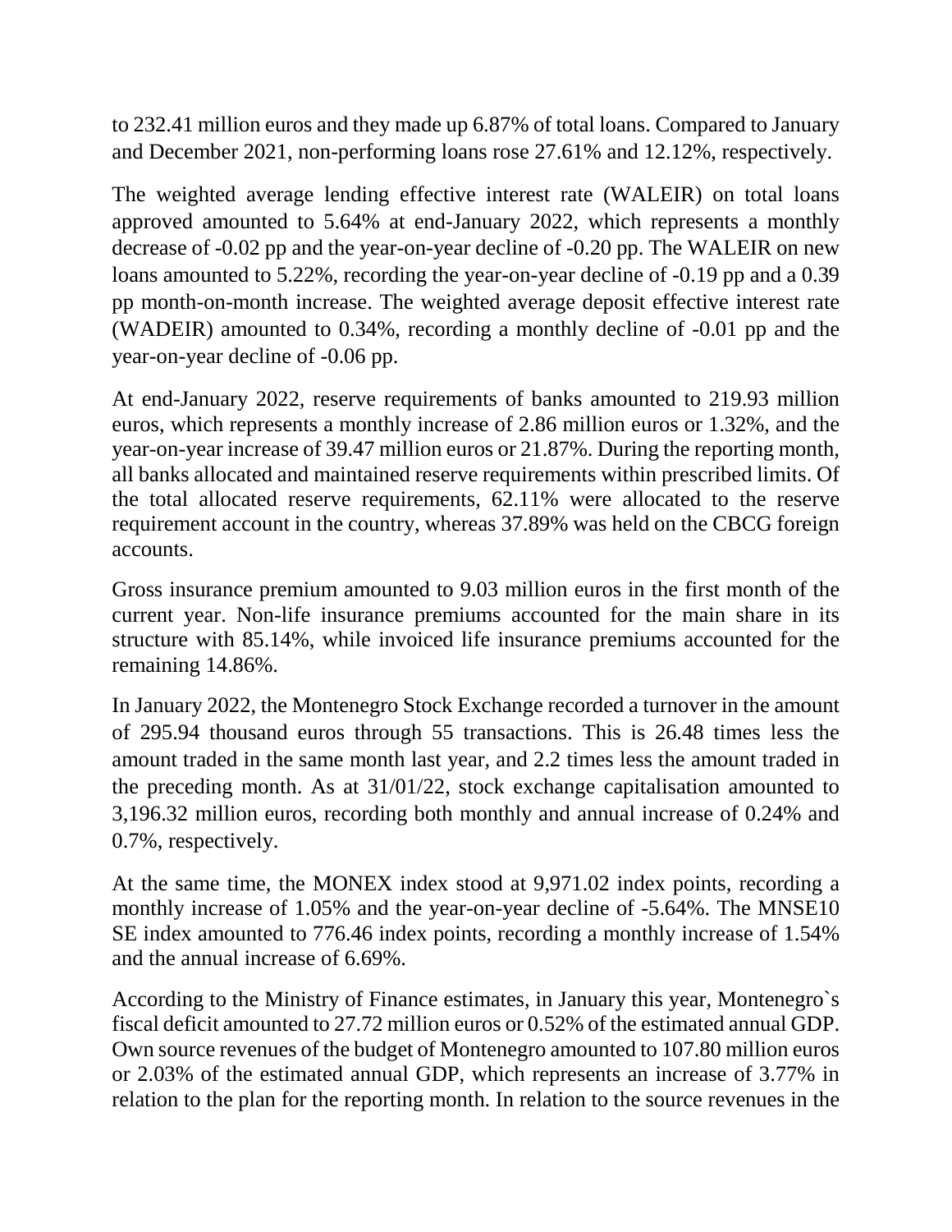to 232.41 million euros and they made up 6.87% of total loans. Compared to January and December 2021, non-performing loans rose 27.61% and 12.12%, respectively.

The weighted average lending effective interest rate (WALEIR) on total loans approved amounted to 5.64% at end-January 2022, which represents a monthly decrease of -0.02 pp and the year-on-year decline of -0.20 pp. The WALEIR on new loans amounted to 5.22%, recording the year-on-year decline of -0.19 pp and a 0.39 pp month-on-month increase. The weighted average deposit effective interest rate (WADEIR) amounted to 0.34%, recording a monthly decline of -0.01 pp and the year-on-year decline of -0.06 pp.

At end-January 2022, reserve requirements of banks amounted to 219.93 million euros, which represents a monthly increase of 2.86 million euros or 1.32%, and the year-on-year increase of 39.47 million euros or 21.87%. During the reporting month, all banks allocated and maintained reserve requirements within prescribed limits. Of the total allocated reserve requirements, 62.11% were allocated to the reserve requirement account in the country, whereas 37.89% was held on the CBCG foreign accounts.

Gross insurance premium amounted to 9.03 million euros in the first month of the current year. Non-life insurance premiums accounted for the main share in its structure with 85.14%, while invoiced life insurance premiums accounted for the remaining 14.86%.

In January 2022, the Montenegro Stock Exchange recorded a turnover in the amount of 295.94 thousand euros through 55 transactions. This is 26.48 times less the amount traded in the same month last year, and 2.2 times less the amount traded in the preceding month. As at 31/01/22, stock exchange capitalisation amounted to 3,196.32 million euros, recording both monthly and annual increase of 0.24% and 0.7%, respectively.

At the same time, the MONEX index stood at 9,971.02 index points, recording a monthly increase of 1.05% and the year-on-year decline of -5.64%. The MNSE10 SE index amounted to 776.46 index points, recording a monthly increase of 1.54% and the annual increase of 6.69%.

According to the Ministry of Finance estimates, in January this year, Montenegro`s fiscal deficit amounted to 27.72 million euros or 0.52% of the estimated annual GDP. Own source revenues of the budget of Montenegro amounted to 107.80 million euros or 2.03% of the estimated annual GDP, which represents an increase of 3.77% in relation to the plan for the reporting month. In relation to the source revenues in the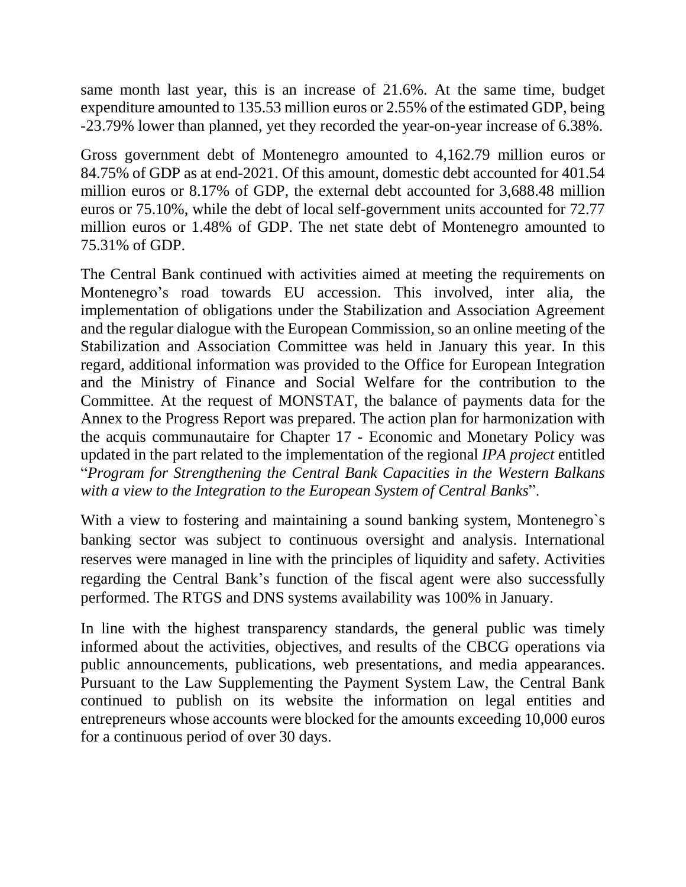same month last year, this is an increase of 21.6%. At the same time, budget expenditure amounted to 135.53 million euros or 2.55% of the estimated GDP, being -23.79% lower than planned, yet they recorded the year-on-year increase of 6.38%.

Gross government debt of Montenegro amounted to 4,162.79 million euros or 84.75% of GDP as at end-2021. Of this amount, domestic debt accounted for 401.54 million euros or 8.17% of GDP, the external debt accounted for 3,688.48 million euros or 75.10%, while the debt of local self-government units accounted for 72.77 million euros or 1.48% of GDP. The net state debt of Montenegro amounted to 75.31% of GDP.

The Central Bank continued with activities aimed at meeting the requirements on Montenegro's road towards EU accession. This involved, inter alia, the implementation of obligations under the Stabilization and Association Agreement and the regular dialogue with the European Commission, so an online meeting of the Stabilization and Association Committee was held in January this year. In this regard, additional information was provided to the Office for European Integration and the Ministry of Finance and Social Welfare for the contribution to the Committee. At the request of MONSTAT, the balance of payments data for the Annex to the Progress Report was prepared. The action plan for harmonization with the acquis communautaire for Chapter 17 - Economic and Monetary Policy was updated in the part related to the implementation of the regional *IPA project* entitled "*Program for Strengthening the Central Bank Capacities in the Western Balkans with a view to the Integration to the European System of Central Banks*".

With a view to fostering and maintaining a sound banking system, Montenegro`s banking sector was subject to continuous oversight and analysis. International reserves were managed in line with the principles of liquidity and safety. Activities regarding the Central Bank's function of the fiscal agent were also successfully performed. The RTGS and DNS systems availability was 100% in January.

In line with the highest transparency standards, the general public was timely informed about the activities, objectives, and results of the CBCG operations via public announcements, publications, web presentations, and media appearances. Pursuant to the Law Supplementing the Payment System Law, the Central Bank continued to publish on its website the information on legal entities and entrepreneurs whose accounts were blocked for the amounts exceeding 10,000 euros for a continuous period of over 30 days.